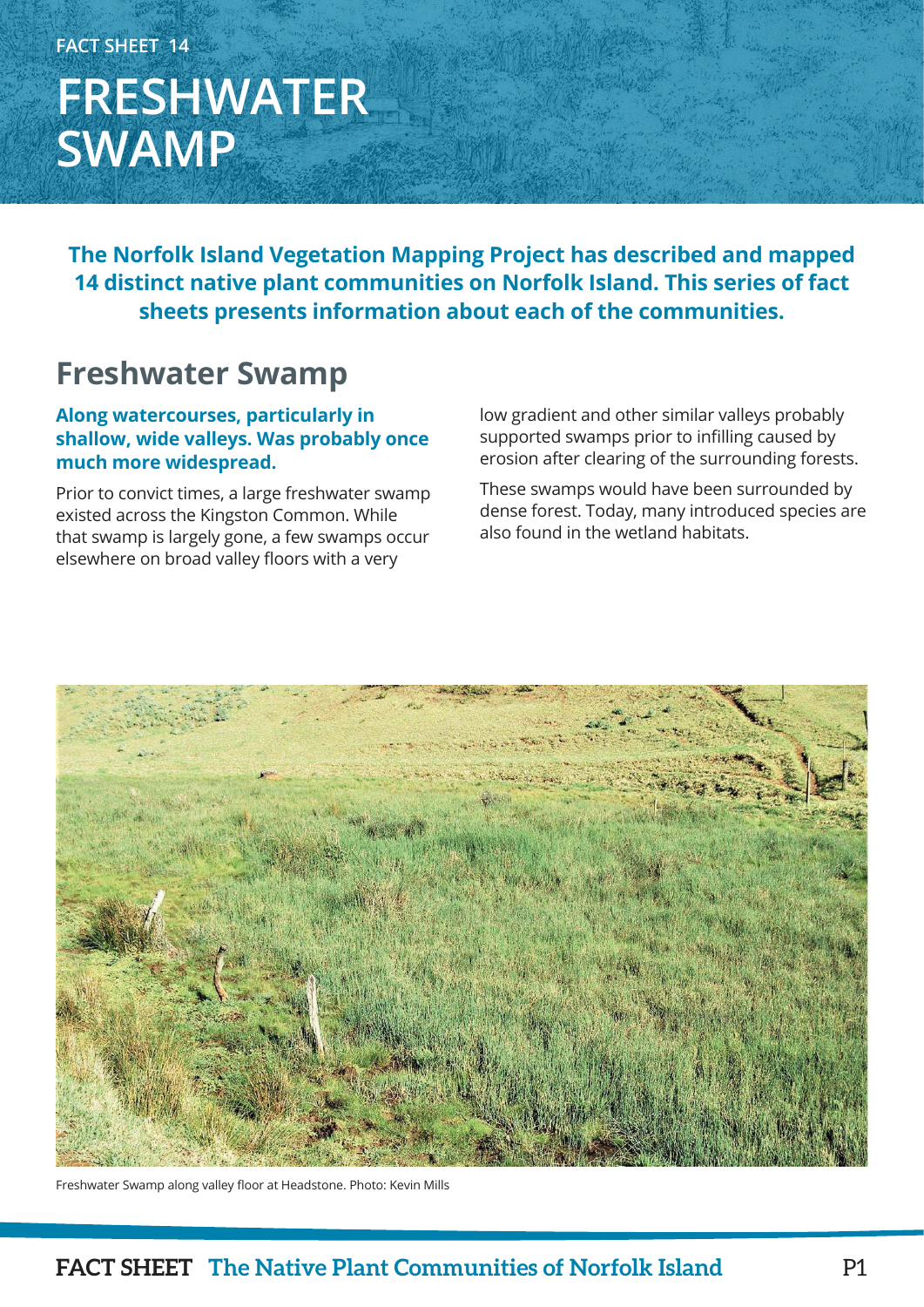FACT SHEET 14

# FRESHWATER SWAMP

**The Norfolk Island Vegetation Mapping Project has described and mapped 14 distinct native plant communities on Norfolk Island. This series of fact sheets presents information about each of the communities.**

## Freshwater Swamp

**Along watercourses, particularly in shallow, wide valleys. Was probably once much more widespread.**

Prior to convict times, a large freshwater swamp existed across the Kingston Common. While that swamp is largely gone, a few swamps occur elsewhere on broad valley floors with a very low gradient and other similar valleys probably supported swamps prior to infilling caused by erosion after clearing of the surrounding forests.

These swamps would have been surrounded by dense forest. Today, many introduced species are also found in the wetland habitats.

Freshwater Swamp along valley floor at Headstone. Photo: Kevin Mills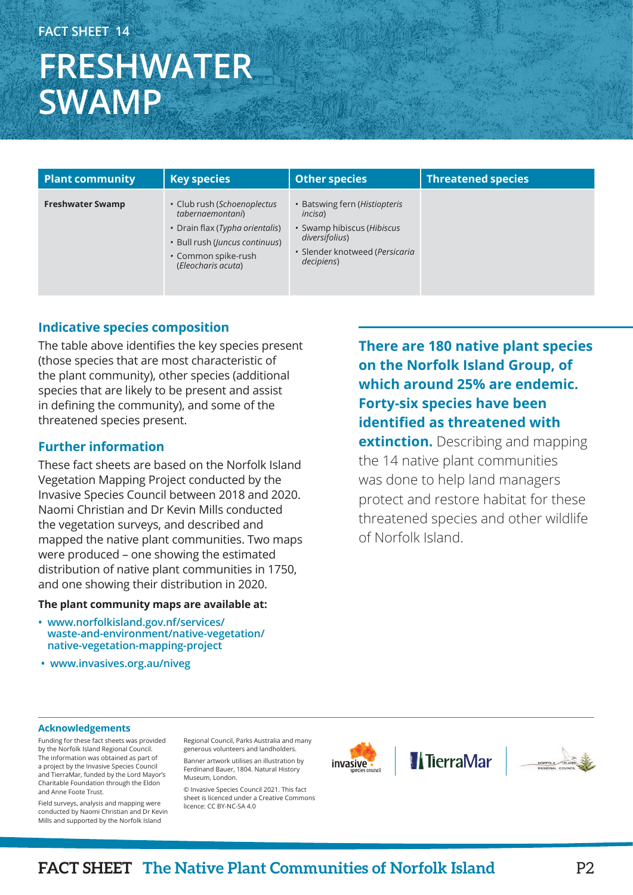FACT SHEET 14

# FRESHWATER SWAMP

| Plant community | Key species | Other species | Threatened species |
|---|---|---|---|
| **Freshwater Swamp** | • Club rush (*Schoenoplectus tabernaemontani*)<br>• Drain flax (*Typha orientalis*)<br>• Bull rush (*Juncus continuus*)<br>• Common spike-rush (*Eleocharis acuta*) | • Batswing fern (*Histiopteris incisa*)<br>• Swamp hibiscus (*Hibiscus diversifolius*)<br>• Slender knotweed (*Persicaria decipiens*) | |

## Indicative species composition

The table above identifies the key species present (those species that are most characteristic of the plant community), other species (additional species that are likely to be present and assist in defining the community), and some of the threatened species present.

## Further information

These fact sheets are based on the Norfolk Island Vegetation Mapping Project conducted by the Invasive Species Council between 2018 and 2020. Naomi Christian and Dr Kevin Mills conducted the vegetation surveys, and described and mapped the native plant communities. Two maps were produced – one showing the estimated distribution of native plant communities in 1750, and one showing their distribution in 2020.

**The plant community maps are available at:**

- www.norfolkisland.gov.nf/services/waste-and-environment/native-vegetation/native-vegetation-mapping-project
- www.invasives.org.au/niveg

**There are 180 native plant species on the Norfolk Island Group, of which around 25% are endemic. Forty-six species have been identified as threatened with extinction.** Describing and mapping the 14 native plant communities was done to help land managers protect and restore habitat for these threatened species and other wildlife of Norfolk Island.

### Acknowledgements

Funding for these fact sheets was provided by the Norfolk Island Regional Council. The information was obtained as part of a project by the Invasive Species Council and TierraMar, funded by the Lord Mayor's Charitable Foundation through the Eldon and Anne Foote Trust.

Field surveys, analysis and mapping were conducted by Naomi Christian and Dr Kevin Mills and supported by the Norfolk Island Regional Council, Parks Australia and many generous volunteers and landholders.

Banner artwork utilises an illustration by Ferdinand Bauer, 1804. Natural History Museum, London.

© Invasive Species Council 2021. This fact sheet is licenced under a Creative Commons licence: CC BY-NC-SA 4.0